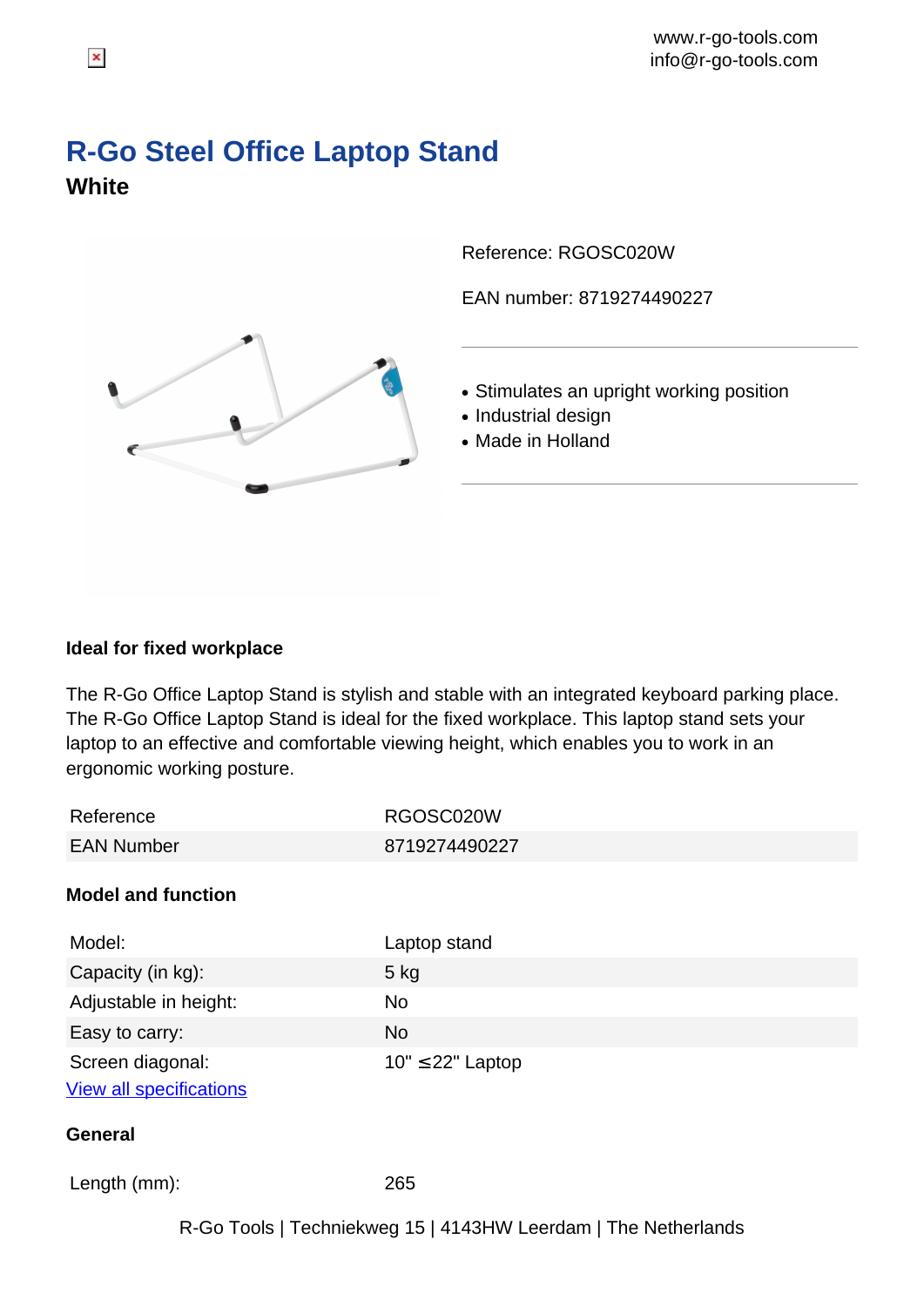www.r-go-tools.com
info@r-go-tools.com

# R-Go Steel Office Laptop Stand

## White

Reference: RGOSC020W

EAN number: 8719274490227

- Stimulates an upright working position
- Industrial design
- Made in Holland

### Ideal for fixed workplace

The R-Go Office Laptop Stand is stylish and stable with an integrated keyboard parking place. The R-Go Office Laptop Stand is ideal for the fixed workplace. This laptop stand sets your laptop to an effective and comfortable viewing height, which enables you to work in an ergonomic working posture.

| | |
|---|---|
| Reference | RGOSC020W |
| EAN Number | 8719274490227 |

### Model and function

| | |
|---|---|
| Model: | Laptop stand |
| Capacity (in kg): | 5 kg |
| Adjustable in height: | No |
| Easy to carry: | No |
| Screen diagonal: | 10" ≤22" Laptop |

[View all specifications]

### General

| | |
|---|---|
| Length (mm): | 265 |

R-Go Tools | Techniekweg 15 | 4143HW Leerdam | The Netherlands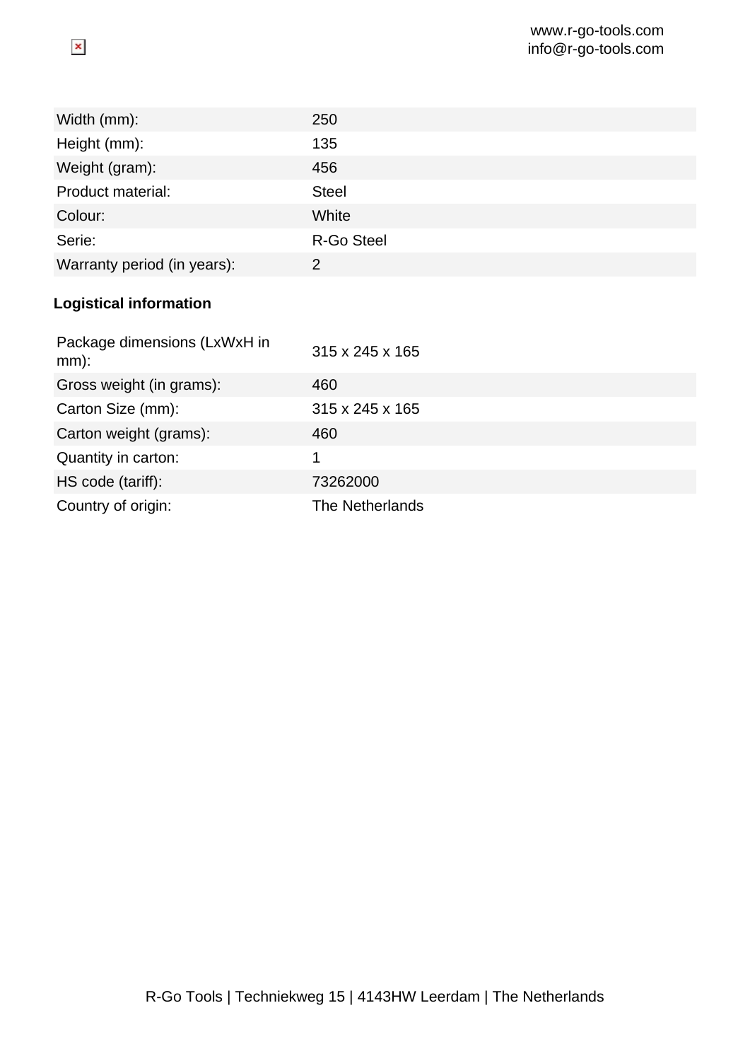| | |
|---|---|
| Width (mm): | 250 |
| Height (mm): | 135 |
| Weight (gram): | 456 |
| Product material: | Steel |
| Colour: | White |
| Serie: | R-Go Steel |
| Warranty period (in years): | 2 |

**Logistical information**

| | |
|---|---|
| Package dimensions (LxWxH in mm): | 315 x 245 x 165 |
| Gross weight (in grams): | 460 |
| Carton Size (mm): | 315 x 245 x 165 |
| Carton weight (grams): | 460 |
| Quantity in carton: | 1 |
| HS code (tariff): | 73262000 |
| Country of origin: | The Netherlands |